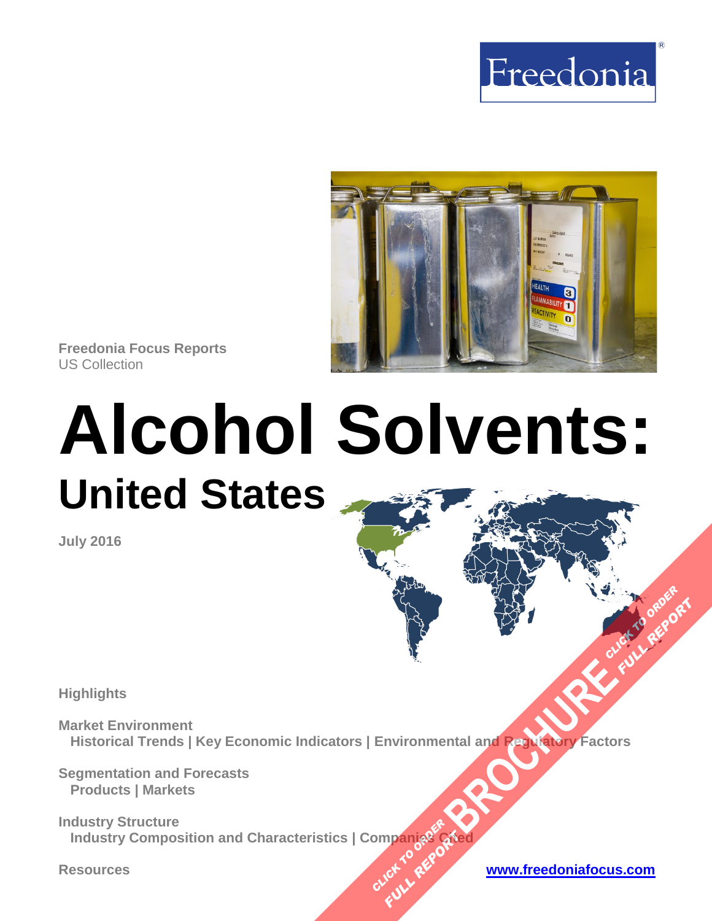Freedonia

**Freedonia Focus Reports**
US Collection

# Alcohol Solvents:

## United States

**July 2016**

**Highlights**

**Market Environment**
Historical Trends | Key Economic Indicators | Environmental and Regulatory Factors

**Segmentation and Forecasts**
Products | Markets

**Industry Structure**
Industry Composition and Characteristics | Companies Cited

**Resources**

www.freedoniafocus.com

CLICK TO ORDER FULL REPORT
BROCHURE
CLICK TO ORDER FULL REPORT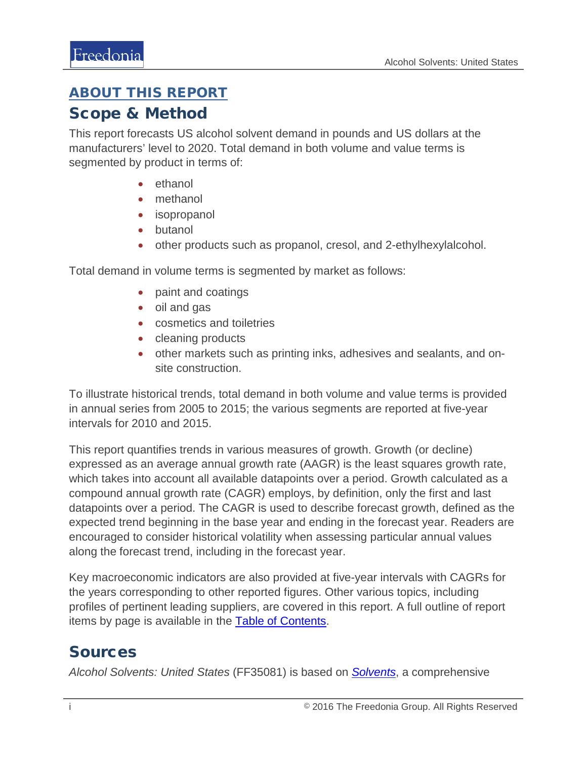## ABOUT THIS REPORT

## Scope & Method

This report forecasts US alcohol solvent demand in pounds and US dollars at the manufacturers' level to 2020. Total demand in both volume and value terms is segmented by product in terms of:

- ethanol
- methanol
- isopropanol
- butanol
- other products such as propanol, cresol, and 2-ethylhexylalcohol.

Total demand in volume terms is segmented by market as follows:

- paint and coatings
- oil and gas
- cosmetics and toiletries
- cleaning products
- other markets such as printing inks, adhesives and sealants, and on-site construction.

To illustrate historical trends, total demand in both volume and value terms is provided in annual series from 2005 to 2015; the various segments are reported at five-year intervals for 2010 and 2015.

This report quantifies trends in various measures of growth. Growth (or decline) expressed as an average annual growth rate (AAGR) is the least squares growth rate, which takes into account all available datapoints over a period. Growth calculated as a compound annual growth rate (CAGR) employs, by definition, only the first and last datapoints over a period. The CAGR is used to describe forecast growth, defined as the expected trend beginning in the base year and ending in the forecast year. Readers are encouraged to consider historical volatility when assessing particular annual values along the forecast trend, including in the forecast year.

Key macroeconomic indicators are also provided at five-year intervals with CAGRs for the years corresponding to other reported figures. Other various topics, including profiles of pertinent leading suppliers, are covered in this report. A full outline of report items by page is available in the Table of Contents.

## Sources

*Alcohol Solvents: United States* (FF35081) is based on *Solvents*, a comprehensive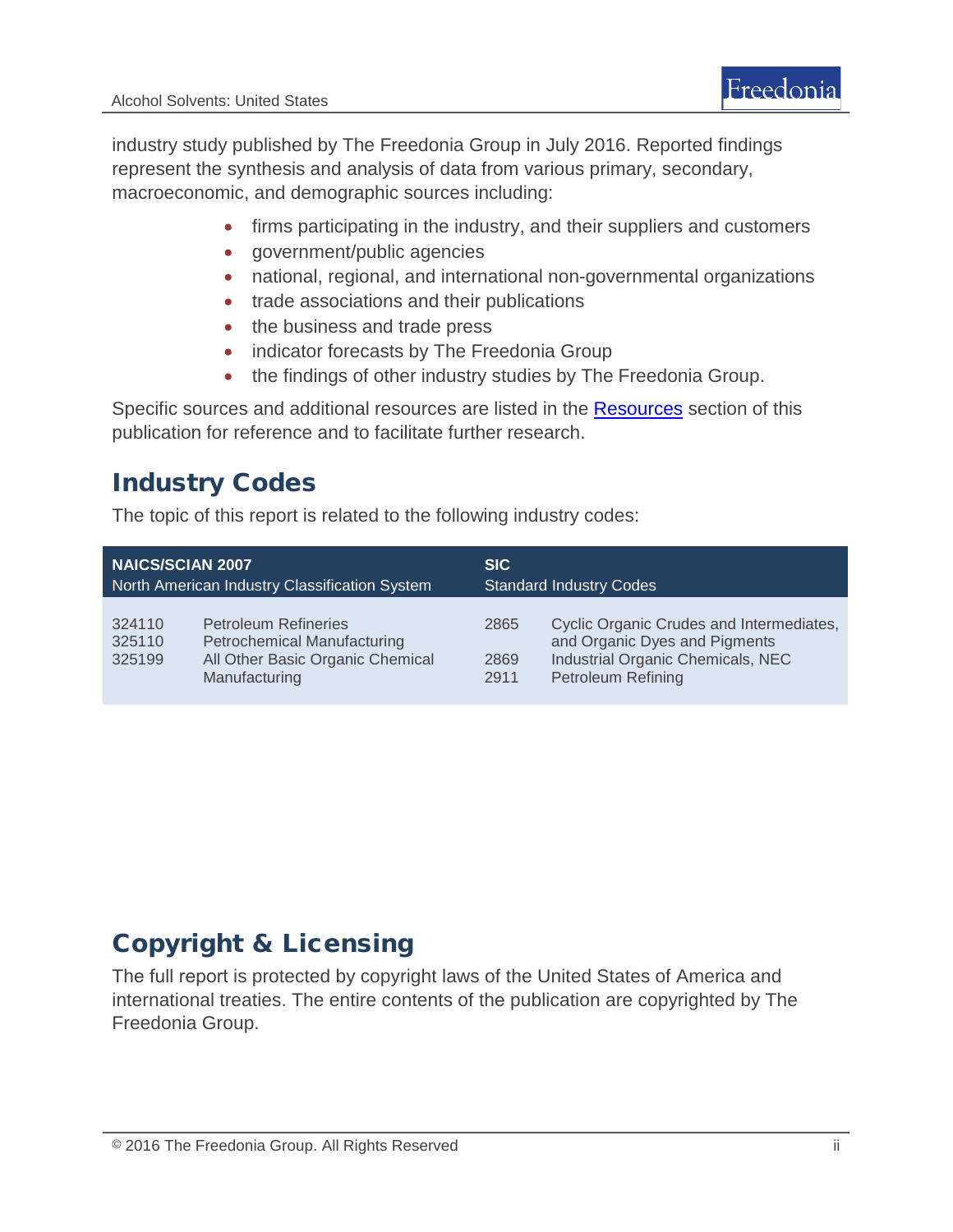industry study published by The Freedonia Group in July 2016. Reported findings represent the synthesis and analysis of data from various primary, secondary, macroeconomic, and demographic sources including:

- firms participating in the industry, and their suppliers and customers
- government/public agencies
- national, regional, and international non-governmental organizations
- trade associations and their publications
- the business and trade press
- indicator forecasts by The Freedonia Group
- the findings of other industry studies by The Freedonia Group.

Specific sources and additional resources are listed in the Resources section of this publication for reference and to facilitate further research.

## Industry Codes

The topic of this report is related to the following industry codes:

| **NAICS/SCIAN 2007** North American Industry Classification System | | **SIC** Standard Industry Codes | |
|---|---|---|---|
| 324110 | Petroleum Refineries | 2865 | Cyclic Organic Crudes and Intermediates, and Organic Dyes and Pigments |
| 325110 | Petrochemical Manufacturing | 2869 | Industrial Organic Chemicals, NEC |
| 325199 | All Other Basic Organic Chemical Manufacturing | 2911 | Petroleum Refining |

## Copyright & Licensing

The full report is protected by copyright laws of the United States of America and international treaties. The entire contents of the publication are copyrighted by The Freedonia Group.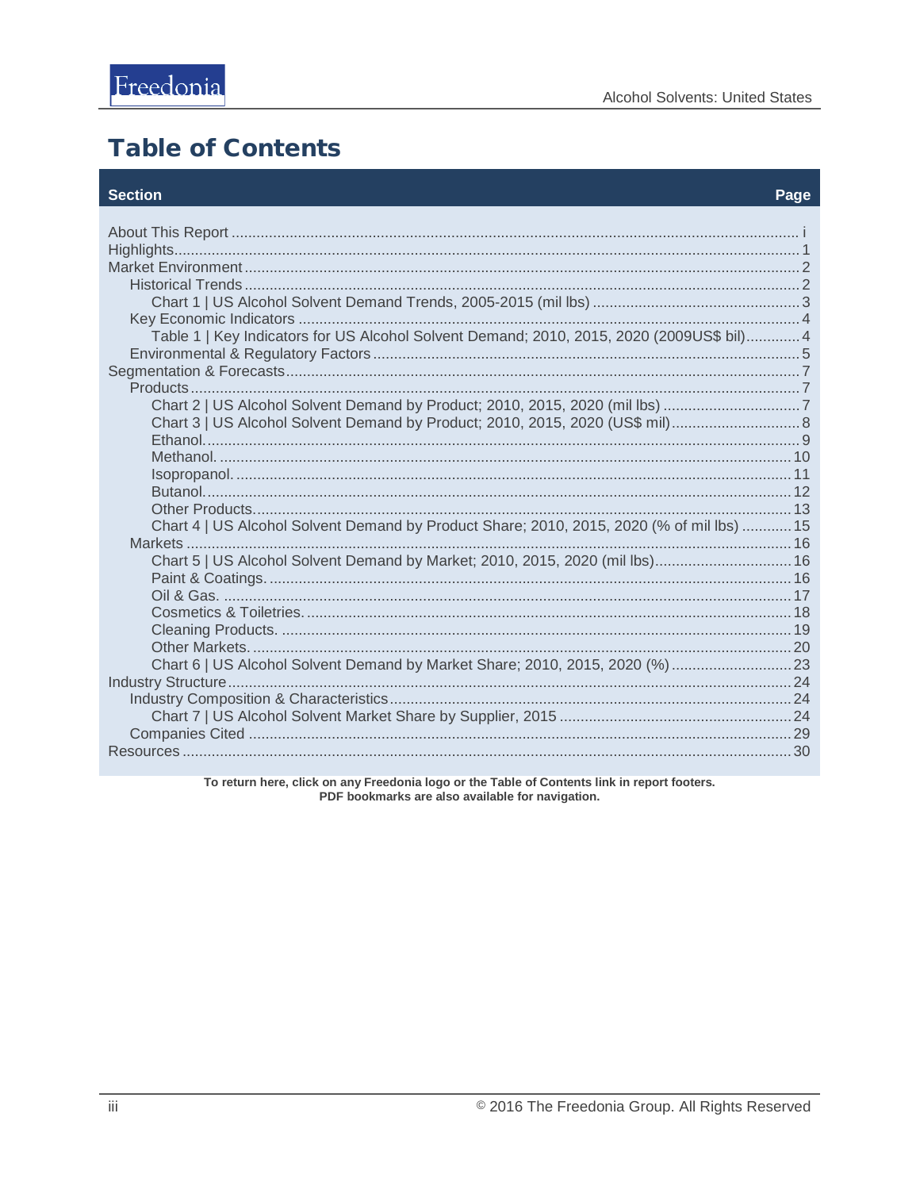# Table of Contents

| Section | Page |
|---|---|
| About This Report | i |
| Highlights | 1 |
| Market Environment | 2 |
| Historical Trends | 2 |
| Chart 1 \| US Alcohol Solvent Demand Trends, 2005-2015 (mil lbs) | 3 |
| Key Economic Indicators | 4 |
| Table 1 \| Key Indicators for US Alcohol Solvent Demand; 2010, 2015, 2020 (2009US$ bil) | 4 |
| Environmental & Regulatory Factors | 5 |
| Segmentation & Forecasts | 7 |
| Products | 7 |
| Chart 2 \| US Alcohol Solvent Demand by Product; 2010, 2015, 2020 (mil lbs) | 7 |
| Chart 3 \| US Alcohol Solvent Demand by Product; 2010, 2015, 2020 (US$ mil) | 8 |
| Ethanol. | 9 |
| Methanol. | 10 |
| Isopropanol. | 11 |
| Butanol. | 12 |
| Other Products. | 13 |
| Chart 4 \| US Alcohol Solvent Demand by Product Share; 2010, 2015, 2020 (% of mil lbs) | 15 |
| Markets | 16 |
| Chart 5 \| US Alcohol Solvent Demand by Market; 2010, 2015, 2020 (mil lbs) | 16 |
| Paint & Coatings. | 16 |
| Oil & Gas. | 17 |
| Cosmetics & Toiletries. | 18 |
| Cleaning Products. | 19 |
| Other Markets. | 20 |
| Chart 6 \| US Alcohol Solvent Demand by Market Share; 2010, 2015, 2020 (%) | 23 |
| Industry Structure | 24 |
| Industry Composition & Characteristics | 24 |
| Chart 7 \| US Alcohol Solvent Market Share by Supplier, 2015 | 24 |
| Companies Cited | 29 |
| Resources | 30 |

**To return here, click on any Freedonia logo or the Table of Contents link in report footers.**
**PDF bookmarks are also available for navigation.**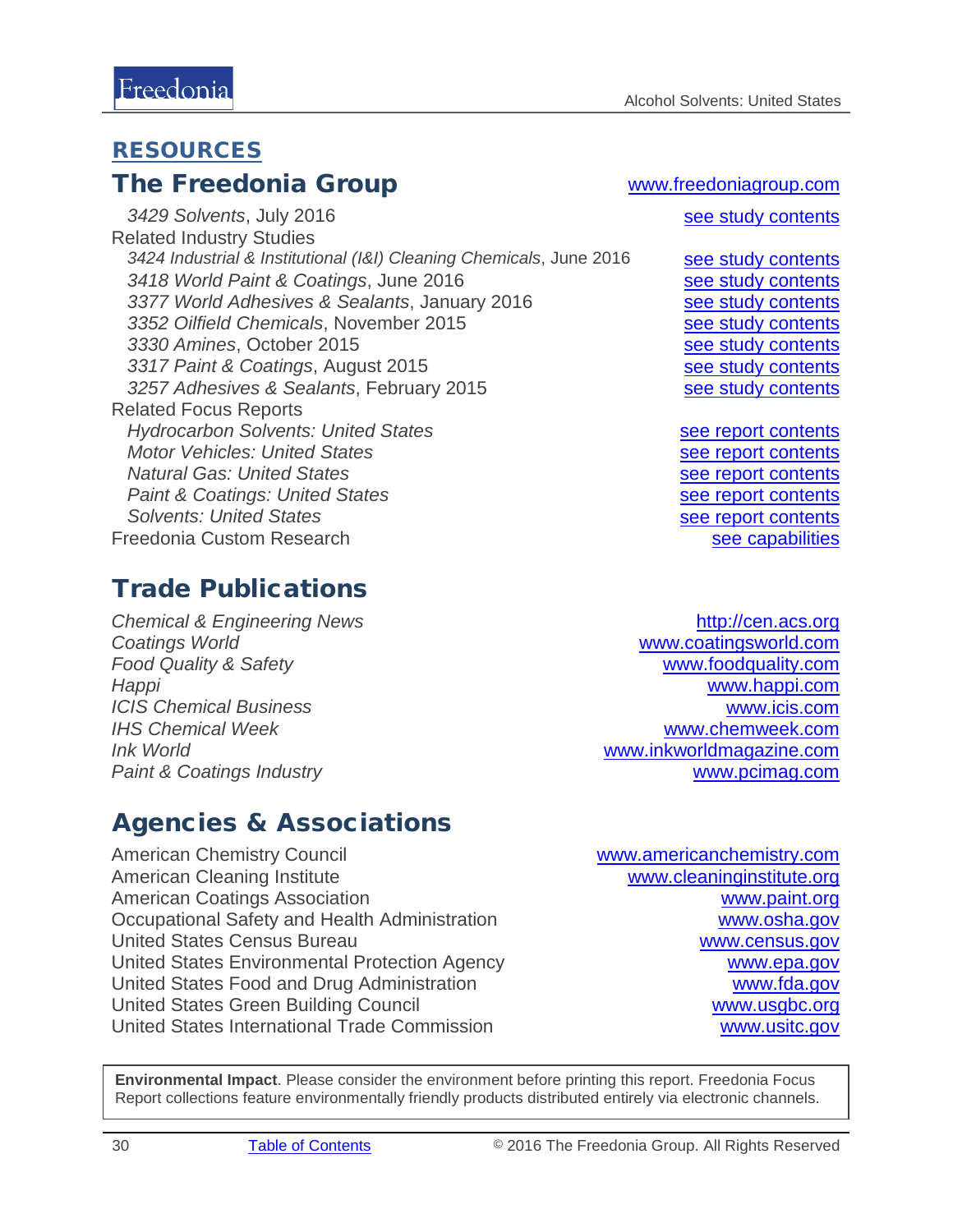# RESOURCES

## The Freedonia Group

www.freedoniagroup.com

*3429 Solvents*, July 2016 — see study contents

Related Industry Studies

- *3424 Industrial & Institutional (I&I) Cleaning Chemicals*, June 2016 — see study contents
- *3418 World Paint & Coatings*, June 2016 — see study contents
- *3377 World Adhesives & Sealants*, January 2016 — see study contents
- *3352 Oilfield Chemicals*, November 2015 — see study contents
- *3330 Amines*, October 2015 — see study contents
- *3317 Paint & Coatings*, August 2015 — see study contents
- *3257 Adhesives & Sealants*, February 2015 — see study contents

Related Focus Reports

- *Hydrocarbon Solvents: United States* — see report contents
- *Motor Vehicles: United States* — see report contents
- *Natural Gas: United States* — see report contents
- *Paint & Coatings: United States* — see report contents
- *Solvents: United States* — see report contents

Freedonia Custom Research — see capabilities

## Trade Publications

| | |
|---|---|
| *Chemical & Engineering News* | http://cen.acs.org |
| *Coatings World* | www.coatingsworld.com |
| *Food Quality & Safety* | www.foodquality.com |
| *Happi* | www.happi.com |
| *ICIS Chemical Business* | www.icis.com |
| *IHS Chemical Week* | www.chemweek.com |
| *Ink World* | www.inkworldmagazine.com |
| *Paint & Coatings Industry* | www.pcimag.com |

## Agencies & Associations

| | |
|---|---|
| American Chemistry Council | www.americanchemistry.com |
| American Cleaning Institute | www.cleaninginstitute.org |
| American Coatings Association | www.paint.org |
| Occupational Safety and Health Administration | www.osha.gov |
| United States Census Bureau | www.census.gov |
| United States Environmental Protection Agency | www.epa.gov |
| United States Food and Drug Administration | www.fda.gov |
| United States Green Building Council | www.usgbc.org |
| United States International Trade Commission | www.usitc.gov |

**Environmental Impact**. Please consider the environment before printing this report. Freedonia Focus Report collections feature environmentally friendly products distributed entirely via electronic channels.